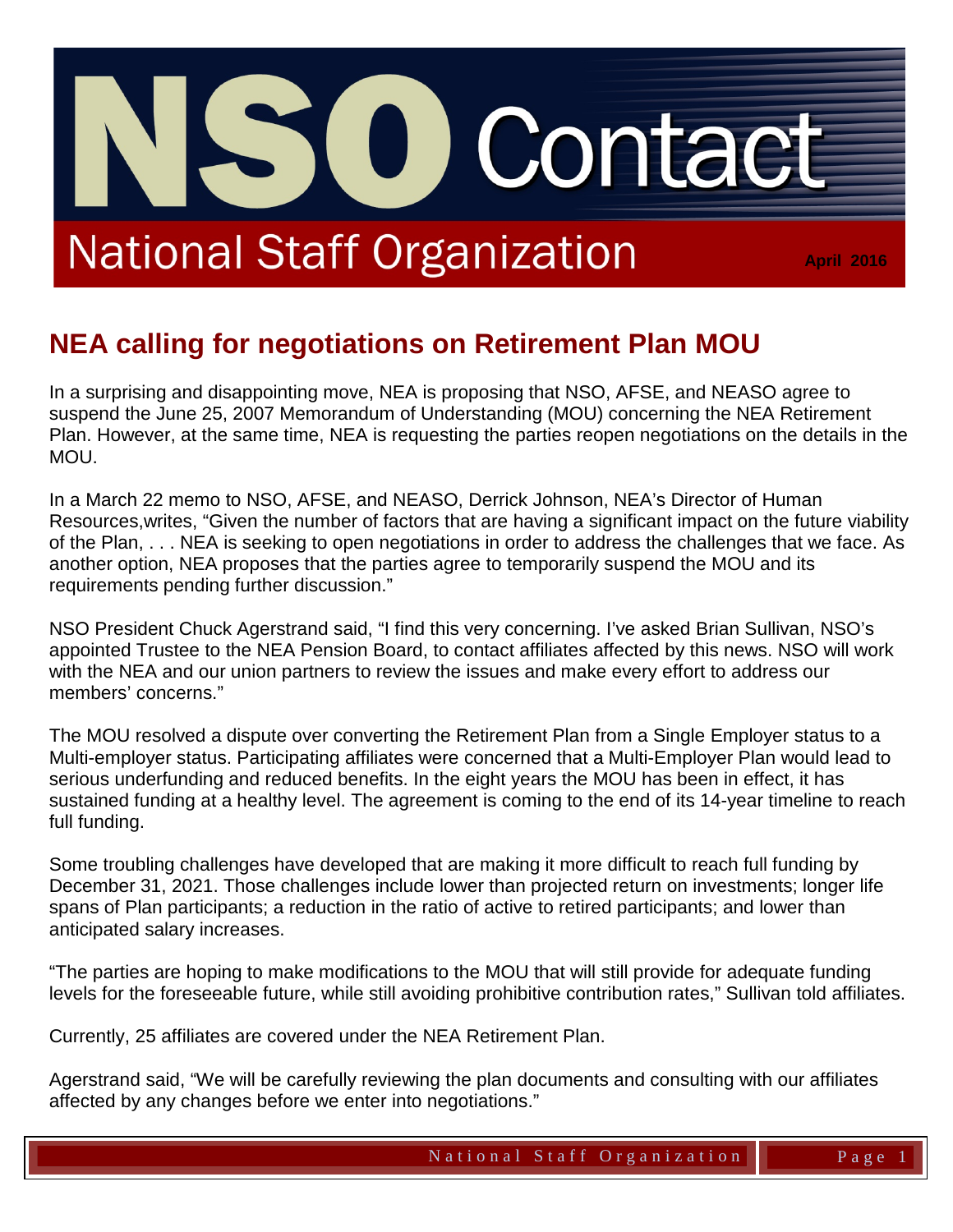# NSO Contact

## National Staff Organization

**April 2016**

## NEA calling for negotiations on Retirement Plan MOU

In a surprising and disappointing move, NEA is proposing that NSO, AFSE, and NEASO agree to suspend the June 25, 2007 Memorandum of Understanding (MOU) concerning the NEA Retirement Plan. However, at the same time, NEA is requesting the parties reopen negotiations on the details in the MOU.

In a March 22 memo to NSO, AFSE, and NEASO, Derrick Johnson, NEA's Director of Human Resources,writes, "Given the number of factors that are having a significant impact on the future viability of the Plan, . . . NEA is seeking to open negotiations in order to address the challenges that we face. As another option, NEA proposes that the parties agree to temporarily suspend the MOU and its requirements pending further discussion."

NSO President Chuck Agerstrand said, "I find this very concerning. I've asked Brian Sullivan, NSO's appointed Trustee to the NEA Pension Board, to contact affiliates affected by this news. NSO will work with the NEA and our union partners to review the issues and make every effort to address our members' concerns."

The MOU resolved a dispute over converting the Retirement Plan from a Single Employer status to a Multi-employer status. Participating affiliates were concerned that a Multi-Employer Plan would lead to serious underfunding and reduced benefits. In the eight years the MOU has been in effect, it has sustained funding at a healthy level. The agreement is coming to the end of its 14-year timeline to reach full funding.

Some troubling challenges have developed that are making it more difficult to reach full funding by December 31, 2021. Those challenges include lower than projected return on investments; longer life spans of Plan participants; a reduction in the ratio of active to retired participants; and lower than anticipated salary increases.

"The parties are hoping to make modifications to the MOU that will still provide for adequate funding levels for the foreseeable future, while still avoiding prohibitive contribution rates," Sullivan told affiliates.

Currently, 25 affiliates are covered under the NEA Retirement Plan.

Agerstrand said, "We will be carefully reviewing the plan documents and consulting with our affiliates affected by any changes before we enter into negotiations."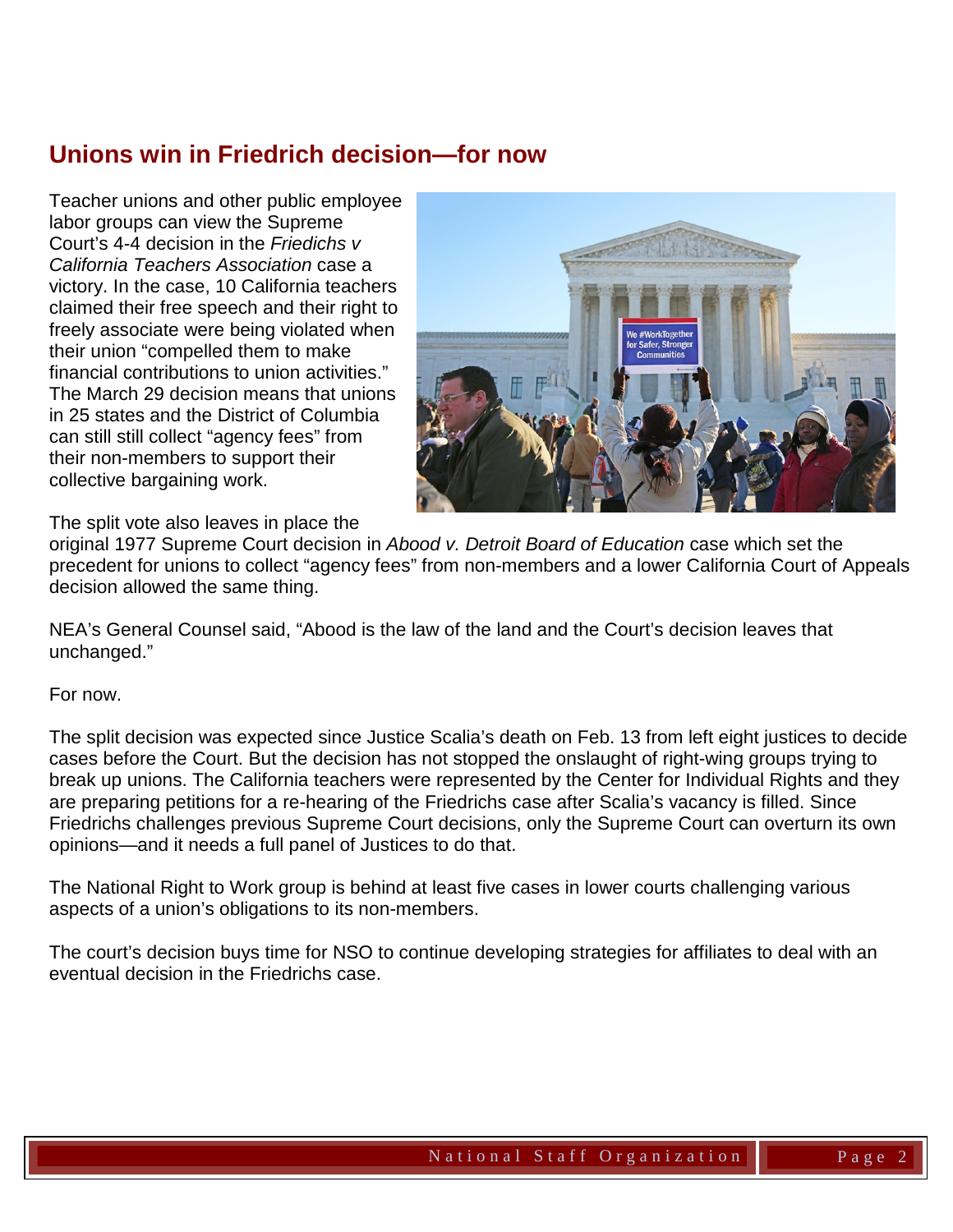## Unions win in Friedrich decision—for now

Teacher unions and other public employee labor groups can view the Supreme Court's 4-4 decision in the *Friedichs v California Teachers Association* case a victory. In the case, 10 California teachers claimed their free speech and their right to freely associate were being violated when their union "compelled them to make financial contributions to union activities." The March 29 decision means that unions in 25 states and the District of Columbia can still still collect "agency fees" from their non-members to support their collective bargaining work.

The split vote also leaves in place the original 1977 Supreme Court decision in *Abood v. Detroit Board of Education* case which set the precedent for unions to collect "agency fees" from non-members and a lower California Court of Appeals decision allowed the same thing.

NEA's General Counsel said, "Abood is the law of the land and the Court's decision leaves that unchanged."

For now.

The split decision was expected since Justice Scalia's death on Feb. 13 from left eight justices to decide cases before the Court. But the decision has not stopped the onslaught of right-wing groups trying to break up unions. The California teachers were represented by the Center for Individual Rights and they are preparing petitions for a re-hearing of the Friedrichs case after Scalia's vacancy is filled. Since Friedrichs challenges previous Supreme Court decisions, only the Supreme Court can overturn its own opinions—and it needs a full panel of Justices to do that.

The National Right to Work group is behind at least five cases in lower courts challenging various aspects of a union's obligations to its non-members.

The court's decision buys time for NSO to continue developing strategies for affiliates to deal with an eventual decision in the Friedrichs case.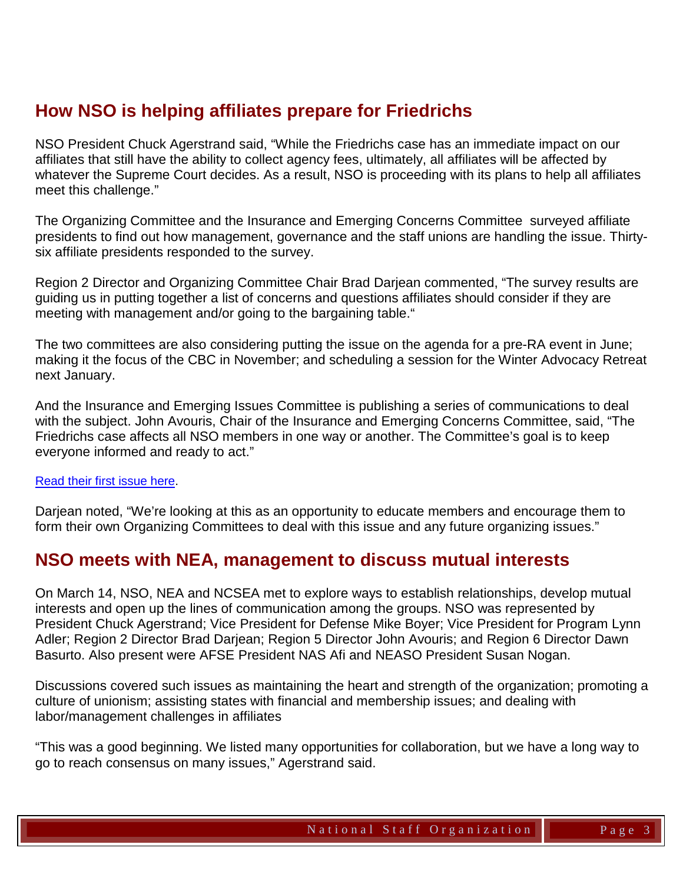## How NSO is helping affiliates prepare for Friedrichs

NSO President Chuck Agerstrand said, "While the Friedrichs case has an immediate impact on our affiliates that still have the ability to collect agency fees, ultimately, all affiliates will be affected by whatever the Supreme Court decides. As a result, NSO is proceeding with its plans to help all affiliates meet this challenge."

The Organizing Committee and the Insurance and Emerging Concerns Committee surveyed affiliate presidents to find out how management, governance and the staff unions are handling the issue. Thirty-six affiliate presidents responded to the survey.

Region 2 Director and Organizing Committee Chair Brad Darjean commented, "The survey results are guiding us in putting together a list of concerns and questions affiliates should consider if they are meeting with management and/or going to the bargaining table."

The two committees are also considering putting the issue on the agenda for a pre-RA event in June; making it the focus of the CBC in November; and scheduling a session for the Winter Advocacy Retreat next January.

And the Insurance and Emerging Issues Committee is publishing a series of communications to deal with the subject. John Avouris, Chair of the Insurance and Emerging Concerns Committee, said, "The Friedrichs case affects all NSO members in one way or another. The Committee's goal is to keep everyone informed and ready to act."

Read their first issue here.

Darjean noted, "We're looking at this as an opportunity to educate members and encourage them to form their own Organizing Committees to deal with this issue and any future organizing issues."

## NSO meets with NEA, management to discuss mutual interests

On March 14, NSO, NEA and NCSEA met to explore ways to establish relationships, develop mutual interests and open up the lines of communication among the groups. NSO was represented by President Chuck Agerstrand; Vice President for Defense Mike Boyer; Vice President for Program Lynn Adler; Region 2 Director Brad Darjean; Region 5 Director John Avouris; and Region 6 Director Dawn Basurto. Also present were AFSE President NAS Afi and NEASO President Susan Nogan.

Discussions covered such issues as maintaining the heart and strength of the organization; promoting a culture of unionism; assisting states with financial and membership issues; and dealing with labor/management challenges in affiliates

"This was a good beginning. We listed many opportunities for collaboration, but we have a long way to go to reach consensus on many issues," Agerstrand said.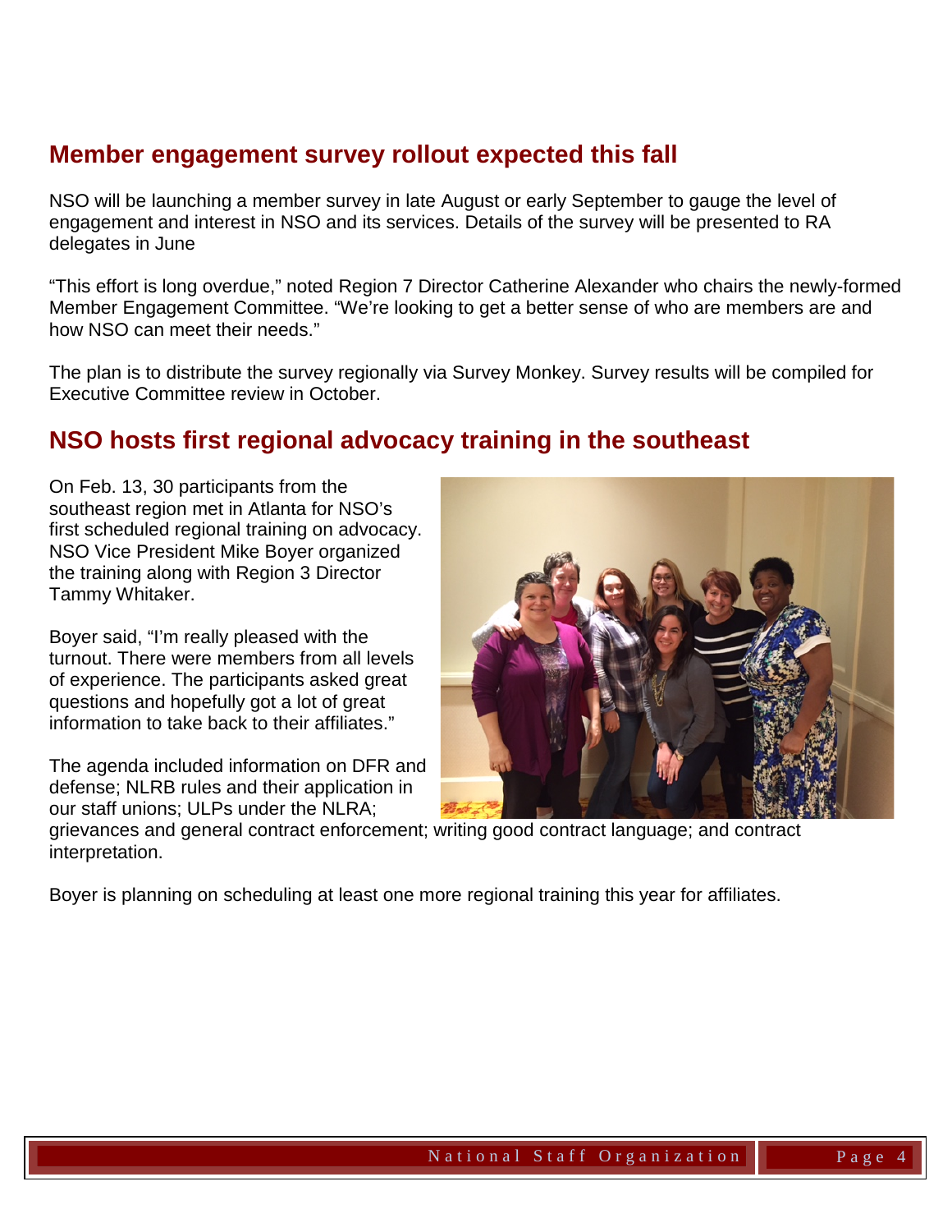## Member engagement survey rollout expected this fall

NSO will be launching a member survey in late August or early September to gauge the level of engagement and interest in NSO and its services. Details of the survey will be presented to RA delegates in June

"This effort is long overdue," noted Region 7 Director Catherine Alexander who chairs the newly-formed Member Engagement Committee. "We're looking to get a better sense of who are members are and how NSO can meet their needs."

The plan is to distribute the survey regionally via Survey Monkey. Survey results will be compiled for Executive Committee review in October.

## NSO hosts first regional advocacy training in the southeast

On Feb. 13, 30 participants from the southeast region met in Atlanta for NSO's first scheduled regional training on advocacy. NSO Vice President Mike Boyer organized the training along with Region 3 Director Tammy Whitaker.

Boyer said, "I'm really pleased with the turnout. There were members from all levels of experience. The participants asked great questions and hopefully got a lot of great information to take back to their affiliates."

The agenda included information on DFR and defense; NLRB rules and their application in our staff unions; ULPs under the NLRA; grievances and general contract enforcement; writing good contract language; and contract interpretation.

Boyer is planning on scheduling at least one more regional training this year for affiliates.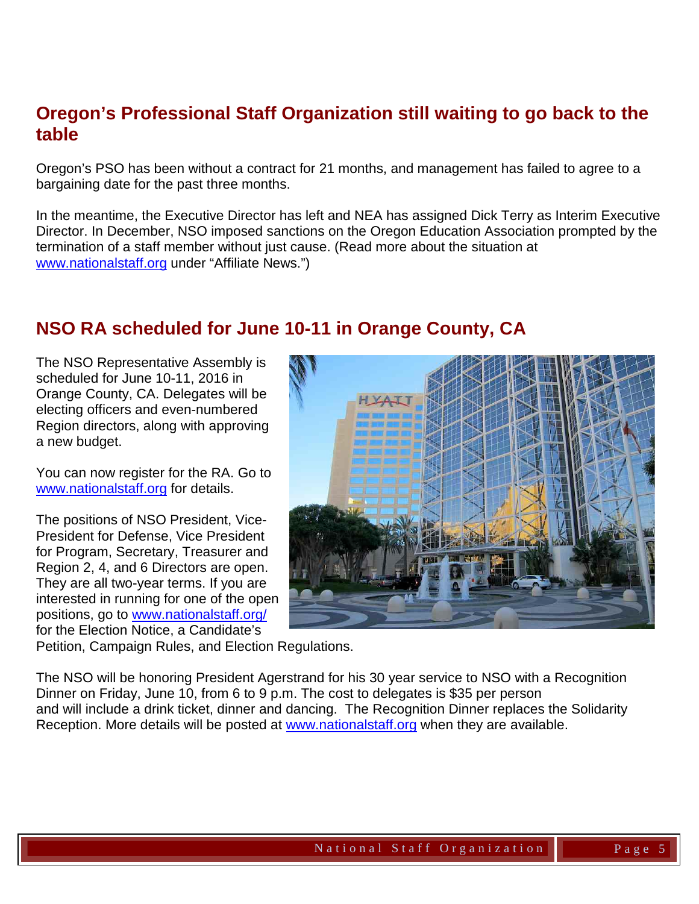## Oregon's Professional Staff Organization still waiting to go back to the table

Oregon's PSO has been without a contract for 21 months, and management has failed to agree to a bargaining date for the past three months.

In the meantime, the Executive Director has left and NEA has assigned Dick Terry as Interim Executive Director. In December, NSO imposed sanctions on the Oregon Education Association prompted by the termination of a staff member without just cause. (Read more about the situation at www.nationalstaff.org under "Affiliate News.")

## NSO RA scheduled for June 10-11 in Orange County, CA

The NSO Representative Assembly is scheduled for June 10-11, 2016 in Orange County, CA. Delegates will be electing officers and even-numbered Region directors, along with approving a new budget.

You can now register for the RA. Go to www.nationalstaff.org for details.

The positions of NSO President, Vice-President for Defense, Vice President for Program, Secretary, Treasurer and Region 2, 4, and 6 Directors are open. They are all two-year terms. If you are interested in running for one of the open positions, go to www.nationalstaff.org/ for the Election Notice, a Candidate's Petition, Campaign Rules, and Election Regulations.

The NSO will be honoring President Agerstrand for his 30 year service to NSO with a Recognition Dinner on Friday, June 10, from 6 to 9 p.m. The cost to delegates is $35 per person and will include a drink ticket, dinner and dancing. The Recognition Dinner replaces the Solidarity Reception. More details will be posted at www.nationalstaff.org when they are available.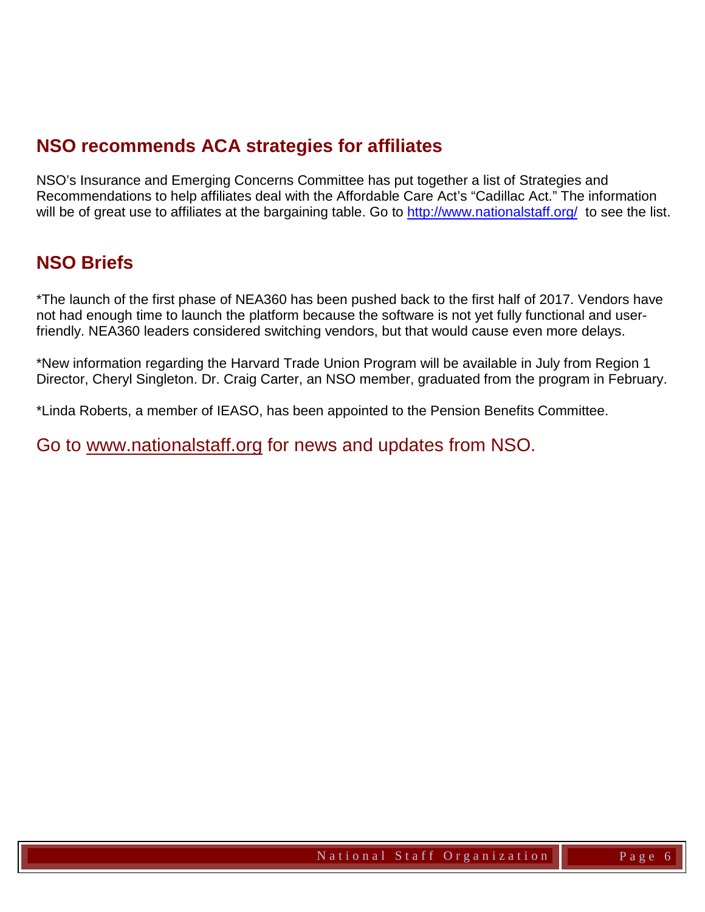## NSO recommends ACA strategies for affiliates

NSO's Insurance and Emerging Concerns Committee has put together a list of Strategies and Recommendations to help affiliates deal with the Affordable Care Act's "Cadillac Act." The information will be of great use to affiliates at the bargaining table. Go to http://www.nationalstaff.org/ to see the list.

## NSO Briefs

*The launch of the first phase of NEA360 has been pushed back to the first half of 2017. Vendors have not had enough time to launch the platform because the software is not yet fully functional and user-friendly. NEA360 leaders considered switching vendors, but that would cause even more delays.

*New information regarding the Harvard Trade Union Program will be available in July from Region 1 Director, Cheryl Singleton. Dr. Craig Carter, an NSO member, graduated from the program in February.

*Linda Roberts, a member of IEASO, has been appointed to the Pension Benefits Committee.

Go to www.nationalstaff.org for news and updates from NSO.